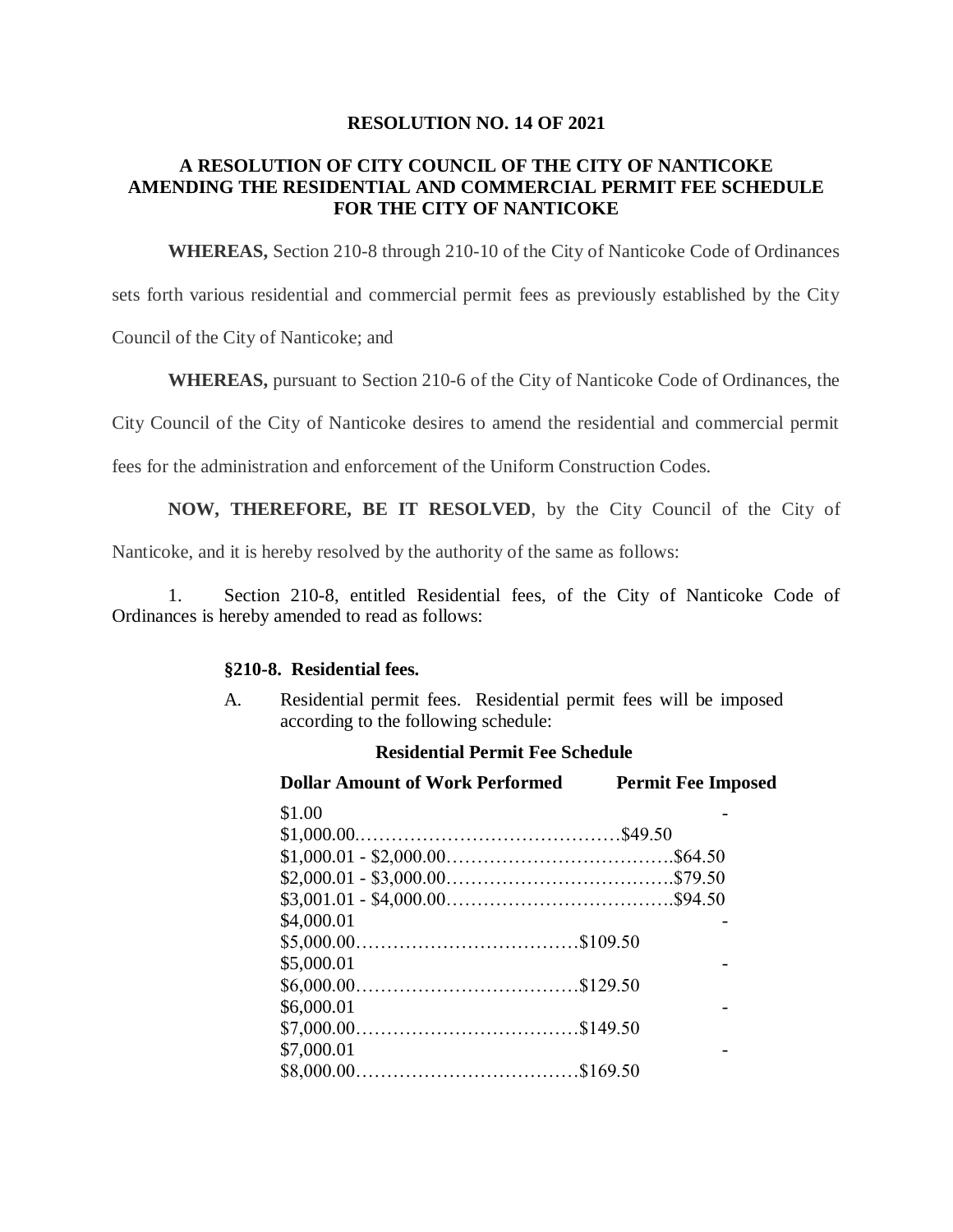**RESOLUTION NO. 14 OF 2021**

**A RESOLUTION OF CITY COUNCIL OF THE CITY OF NANTICOKE AMENDING THE RESIDENTIAL AND COMMERCIAL PERMIT FEE SCHEDULE FOR THE CITY OF NANTICOKE**

**WHEREAS,** Section 210-8 through 210-10 of the City of Nanticoke Code of Ordinances sets forth various residential and commercial permit fees as previously established by the City Council of the City of Nanticoke; and

**WHEREAS,** pursuant to Section 210-6 of the City of Nanticoke Code of Ordinances, the City Council of the City of Nanticoke desires to amend the residential and commercial permit fees for the administration and enforcement of the Uniform Construction Codes.

**NOW, THEREFORE, BE IT RESOLVED**, by the City Council of the City of Nanticoke, and it is hereby resolved by the authority of the same as follows:

1. Section 210-8, entitled Residential fees, of the City of Nanticoke Code of Ordinances is hereby amended to read as follows:

**§210-8. Residential fees.**

A. Residential permit fees. Residential permit fees will be imposed according to the following schedule:

**Residential Permit Fee Schedule**

| Dollar Amount of Work Performed | Permit Fee Imposed |
|---|---|
| $1.00 - $1,000.00 | $49.50 |
| $1,000.01 - $2,000.00 | $64.50 |
| $2,000.01 - $3,000.00 | $79.50 |
| $3,001.01 - $4,000.00 | $94.50 |
| $4,000.01 - $5,000.00 | $109.50 |
| $5,000.01 - $6,000.00 | $129.50 |
| $6,000.01 - $7,000.00 | $149.50 |
| $7,000.01 - $8,000.00 | $169.50 |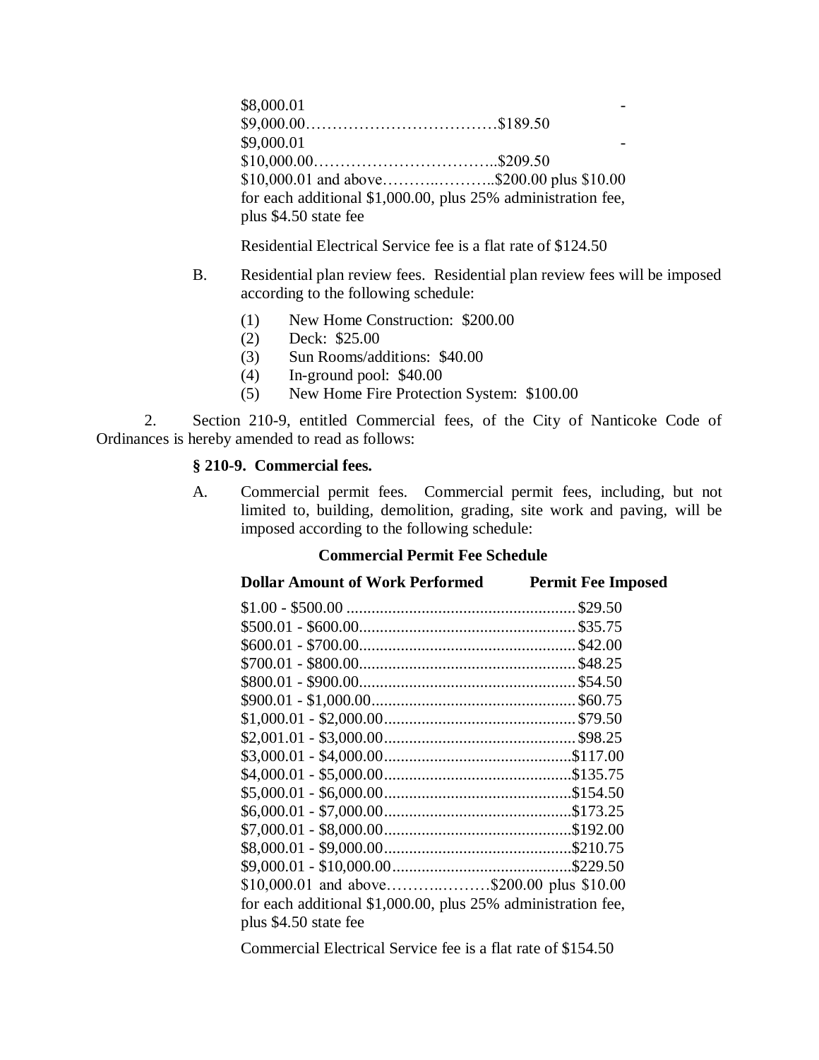$8,000.01 - $9,000.00………………………………$189.50
$9,000.01 - $10,000.00……………………………..$209.50
$10,000.01 and above………..………..$200.00 plus $10.00 for each additional $1,000.00, plus 25% administration fee, plus $4.50 state fee

Residential Electrical Service fee is a flat rate of $124.50

B. Residential plan review fees. Residential plan review fees will be imposed according to the following schedule:

(1) New Home Construction: $200.00
(2) Deck: $25.00
(3) Sun Rooms/additions: $40.00
(4) In-ground pool: $40.00
(5) New Home Fire Protection System: $100.00

2. Section 210-9, entitled Commercial fees, of the City of Nanticoke Code of Ordinances is hereby amended to read as follows:

**§ 210-9. Commercial fees.**

A. Commercial permit fees. Commercial permit fees, including, but not limited to, building, demolition, grading, site work and paving, will be imposed according to the following schedule:

**Commercial Permit Fee Schedule**

| **Dollar Amount of Work Performed** | **Permit Fee Imposed** |
|---|---|
| $1.00 - $500.00 | $29.50 |
| $500.01 - $600.00 | $35.75 |
| $600.01 - $700.00 | $42.00 |
| $700.01 - $800.00 | $48.25 |
| $800.01 - $900.00 | $54.50 |
| $900.01 - $1,000.00 | $60.75 |
| $1,000.01 - $2,000.00 | $79.50 |
| $2,001.01 - $3,000.00 | $98.25 |
| $3,000.01 - $4,000.00 | $117.00 |
| $4,000.01 - $5,000.00 | $135.75 |
| $5,000.01 - $6,000.00 | $154.50 |
| $6,000.01 - $7,000.00 | $173.25 |
| $7,000.01 - $8,000.00 | $192.00 |
| $8,000.01 - $9,000.00 | $210.75 |
| $9,000.01 - $10,000.00 | $229.50 |

$10,000.01 and above……….………$200.00 plus $10.00 for each additional $1,000.00, plus 25% administration fee, plus $4.50 state fee

Commercial Electrical Service fee is a flat rate of $154.50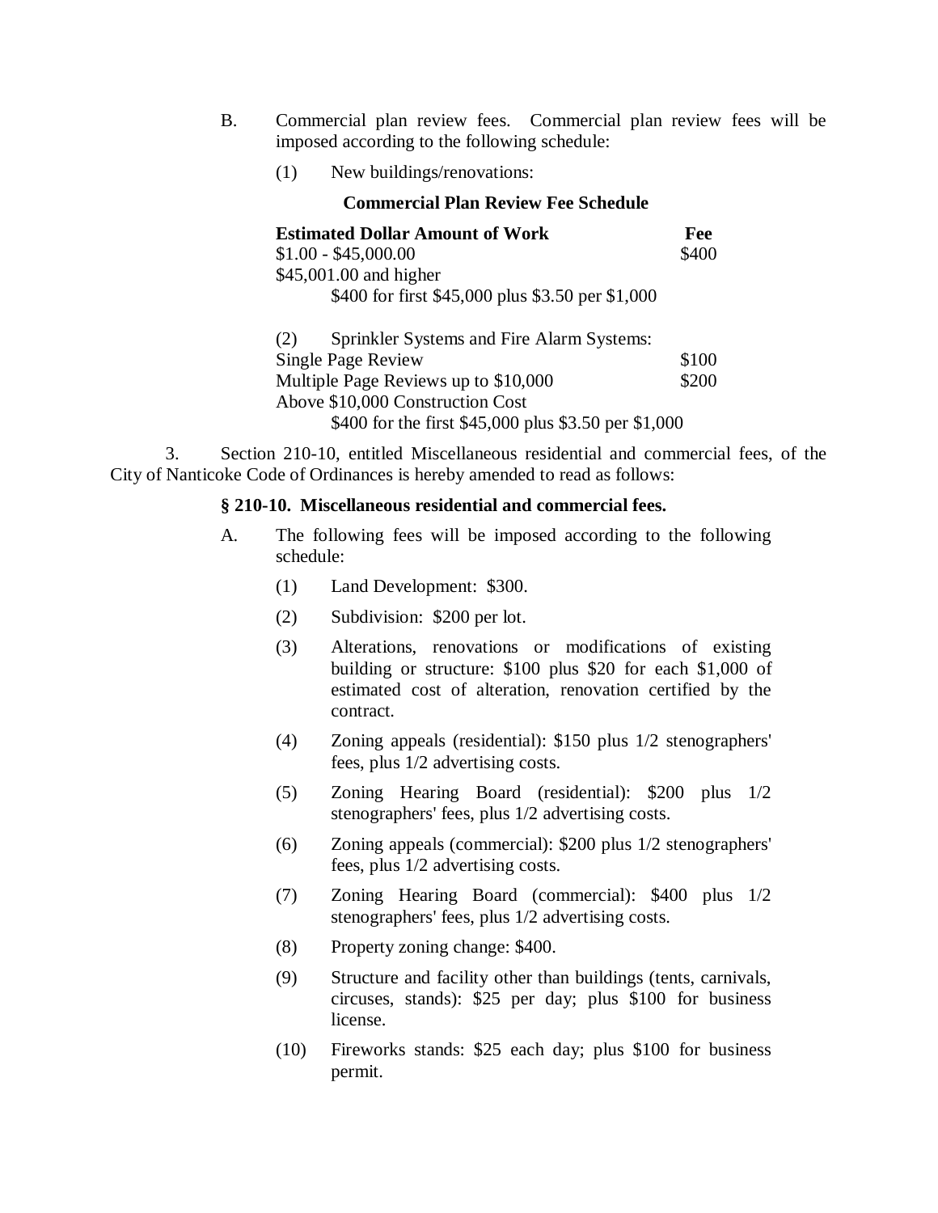B. Commercial plan review fees. Commercial plan review fees will be imposed according to the following schedule:

(1) New buildings/renovations:

**Commercial Plan Review Fee Schedule**

| **Estimated Dollar Amount of Work** | **Fee** |
| --- | --- |
| $1.00 - $45,000.00 | $400 |
| $45,001.00 and higher | |
| $400 for first $45,000 plus $3.50 per $1,000 | |

(2) Sprinkler Systems and Fire Alarm Systems:

| | |
| --- | --- |
| Single Page Review | $100 |
| Multiple Page Reviews up to $10,000 | $200 |
| Above $10,000 Construction Cost | |
| $400 for the first $45,000 plus $3.50 per $1,000 | |

3. Section 210-10, entitled Miscellaneous residential and commercial fees, of the City of Nanticoke Code of Ordinances is hereby amended to read as follows:

**§ 210-10. Miscellaneous residential and commercial fees.**

A. The following fees will be imposed according to the following schedule:

(1) Land Development: $300.

(2) Subdivision: $200 per lot.

(3) Alterations, renovations or modifications of existing building or structure: $100 plus $20 for each $1,000 of estimated cost of alteration, renovation certified by the contract.

(4) Zoning appeals (residential): $150 plus 1/2 stenographers' fees, plus 1/2 advertising costs.

(5) Zoning Hearing Board (residential): $200 plus 1/2 stenographers' fees, plus 1/2 advertising costs.

(6) Zoning appeals (commercial): $200 plus 1/2 stenographers' fees, plus 1/2 advertising costs.

(7) Zoning Hearing Board (commercial): $400 plus 1/2 stenographers' fees, plus 1/2 advertising costs.

(8) Property zoning change: $400.

(9) Structure and facility other than buildings (tents, carnivals, circuses, stands): $25 per day; plus $100 for business license.

(10) Fireworks stands: $25 each day; plus $100 for business permit.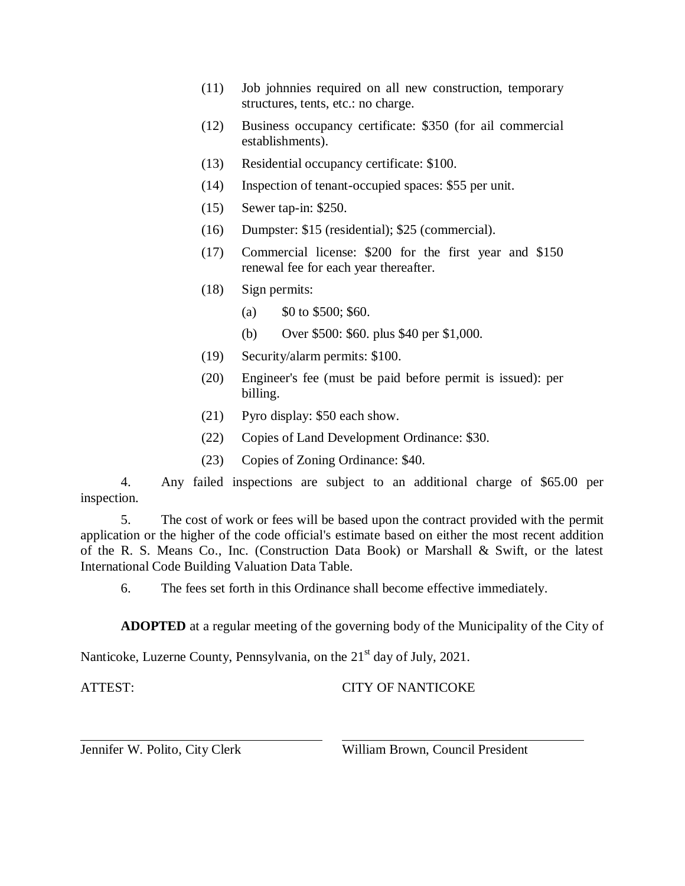(11) Job johnnies required on all new construction, temporary structures, tents, etc.: no charge.

(12) Business occupancy certificate: $350 (for ail commercial establishments).

(13) Residential occupancy certificate: $100.

(14) Inspection of tenant-occupied spaces: $55 per unit.

(15) Sewer tap-in: $250.

(16) Dumpster: $15 (residential); $25 (commercial).

(17) Commercial license: $200 for the first year and $150 renewal fee for each year thereafter.

(18) Sign permits:

(a) $0 to $500; $60.

(b) Over $500: $60. plus $40 per $1,000.

(19) Security/alarm permits: $100.

(20) Engineer's fee (must be paid before permit is issued): per billing.

(21) Pyro display: $50 each show.

(22) Copies of Land Development Ordinance: $30.

(23) Copies of Zoning Ordinance: $40.

4. Any failed inspections are subject to an additional charge of $65.00 per inspection.

5. The cost of work or fees will be based upon the contract provided with the permit application or the higher of the code official's estimate based on either the most recent addition of the R. S. Means Co., Inc. (Construction Data Book) or Marshall & Swift, or the latest International Code Building Valuation Data Table.

6. The fees set forth in this Ordinance shall become effective immediately.

**ADOPTED** at a regular meeting of the governing body of the Municipality of the City of Nanticoke, Luzerne County, Pennsylvania, on the 21st day of July, 2021.

ATTEST: CITY OF NANTICOKE

Jennifer W. Polito, City Clerk

William Brown, Council President